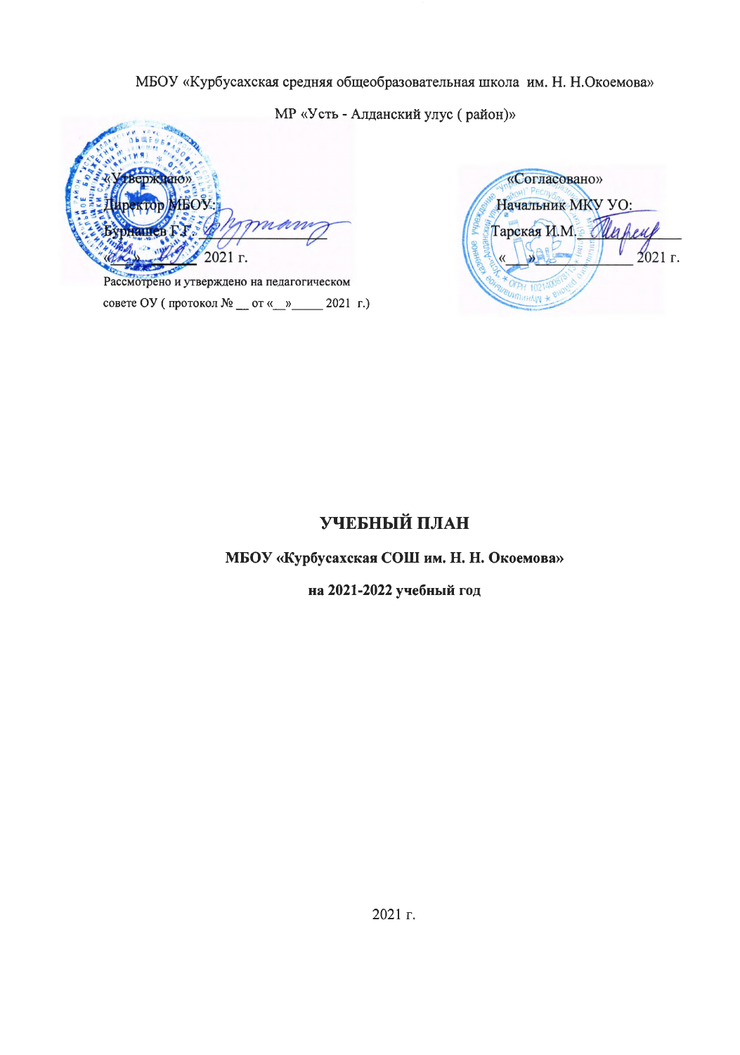МБОУ «Курбусахская средняя общеобразовательная школа им. Н. Н.Окоемова»

МР «Усть - Алданский улус ( район)»

«Утверждаю»
Директор МБОУ:
Бурнашев Г.Г. _______________
«___» ________ 2021 г.
Рассмотрено и утверждено на педагогическом совете ОУ ( протокол № __ от «__»_____ 2021 г.)

«Согласовано»
Начальник МКУ УО:
Тарская И.М. _______________
«___» _______________ 2021 г.

# УЧЕБНЫЙ ПЛАН

## МБОУ «Курбусахская СОШ им. Н. Н. Окоемова»

## на 2021-2022 учебный год

2021 г.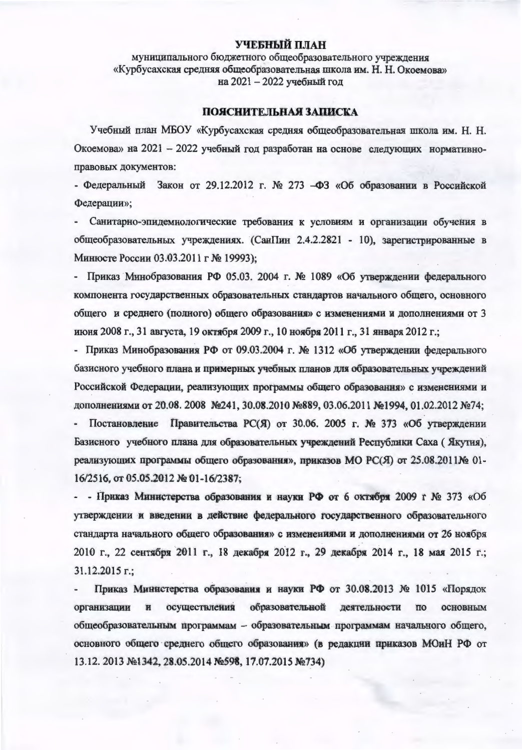# УЧЕБНЫЙ ПЛАН

муниципального бюджетного общеобразовательного учреждения
«Курбусахская средняя общеобразовательная школа им. Н. Н. Окоемова»
на 2021 – 2022 учебный год

## ПОЯСНИТЕЛЬНАЯ ЗАПИСКА

Учебный план МБОУ «Курбусахская средняя общеобразовательная школа им. Н. Н. Окоемова» на 2021 – 2022 учебный год разработан на основе следующих нормативно-правовых документов:

- Федеральный Закон от 29.12.2012 г. № 273 –ФЗ «Об образовании в Российской Федерации»;
- Санитарно-эпидемиологические требования к условиям и организации обучения в общеобразовательных учреждениях. (СанПин 2.4.2.2821 - 10), зарегистрированные в Минюсте России 03.03.2011 г № 19993);
- Приказ Минобразования РФ 05.03. 2004 г. № 1089 «Об утверждении федерального компонента государственных образовательных стандартов начального общего, основного общего и среднего (полного) общего образования» с изменениями и дополнениями от 3 июня 2008 г., 31 августа, 19 октября 2009 г., 10 ноября 2011 г., 31 января 2012 г.;
- Приказ Минобразования РФ от 09.03.2004 г. № 1312 «Об утверждении федерального базисного учебного плана и примерных учебных планов для образовательных учреждений Российской Федерации, реализующих программы общего образования» с изменениями и дополнениями от 20.08. 2008 №241, 30.08.2010 №889, 03.06.2011 №1994, 01.02.2012 №74;
- Постановление Правительства РС(Я) от 30.06. 2005 г. № 373 «Об утверждении Базисного учебного плана для образовательных учреждений Республики Саха ( Якутия), реализующих программы общего образования», приказов МО РС(Я) от 25.08.2011№ 01-16/2516, от 05.05.2012 № 01-16/2387;
- - Приказ Министерства образования и науки РФ от 6 октября 2009 г № 373 «Об утверждении и введении в действие федерального государственного образовательного стандарта начального общего образования» с изменениями и дополнениями от 26 ноября 2010 г., 22 сентября 2011 г., 18 декабря 2012 г., 29 декабря 2014 г., 18 мая 2015 г.; 31.12.2015 г.;
- Приказ Министерства образования и науки РФ от 30.08.2013 № 1015 «Порядок организации и осуществления образовательной деятельности по основным общеобразовательным программам – образовательным программам начального общего, основного общего среднего общего образования» (в редакции приказов МОиН РФ от 13.12. 2013 №1342, 28.05.2014 №598, 17.07.2015 №734)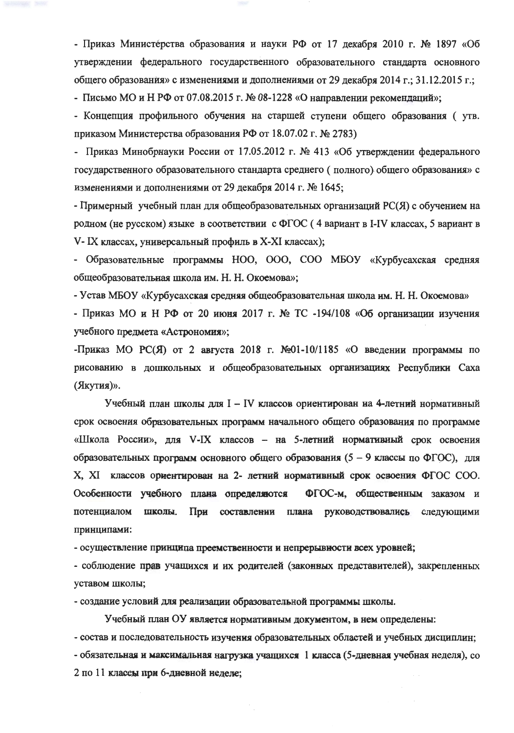- Приказ Министерства образования и науки РФ от 17 декабря 2010 г. № 1897 «Об утверждении федерального государственного образовательного стандарта основного общего образования» с изменениями и дополнениями от 29 декабря 2014 г.; 31.12.2015 г.;

- Письмо МО и Н РФ от 07.08.2015 г. № 08-1228 «О направлении рекомендаций»;

- Концепция профильного обучения на старшей ступени общего образования ( утв. приказом Министерства образования РФ от 18.07.02 г. № 2783)

- Приказ Минобрнауки России от 17.05.2012 г. № 413 «Об утверждении федерального государственного образовательного стандарта среднего ( полного) общего образования» с изменениями и дополнениями от 29 декабря 2014 г. № 1645;

- Примерный учебный план для общеобразовательных организаций РС(Я) с обучением на родном (не русском) языке в соответствии с ФГОС ( 4 вариант в I-IV классах, 5 вариант в V- IX классах, универсальный профиль в X-XI классах);

- Образовательные программы НОО, ООО, СОО МБОУ «Курбусахская средняя общеобразовательная школа им. Н. Н. Окоемова»;

- Устав МБОУ «Курбусахская средняя общеобразовательная школа им. Н. Н. Окоемова»

- Приказ МО и Н РФ от 20 июня 2017 г. № ТС -194/108 «Об организации изучения учебного предмета «Астрономия»;

-Приказ МО РС(Я) от 2 августа 2018 г. №01-10/1185 «О введении программы по рисованию в дошкольных и общеобразовательных организациях Республики Саха (Якутия)».

Учебный план школы для I – IV классов ориентирован на 4-летний нормативный срок освоения образовательных программ начального общего образования по программе «Школа России», для V-IX классов – на 5-летний нормативный срок освоения образовательных программ основного общего образования (5 – 9 классы по ФГОС), для X, XI классов ориентирован на 2- летний нормативный срок освоения ФГОС СОО. Особенности учебного плана определяются ФГОС-м, общественным заказом и потенциалом школы. При составлении плана руководствовались следующими принципами:

- осуществление принципа преемственности и непрерывности всех уровней;

- соблюдение прав учащихся и их родителей (законных представителей), закрепленных уставом школы;

- создание условий для реализации образовательной программы школы.

Учебный план ОУ является нормативным документом, в нем определены:

- состав и последовательность изучения образовательных областей и учебных дисциплин;

- обязательная и максимальная нагрузка учащихся 1 класса (5-дневная учебная неделя), со 2 по 11 классы при 6-дневной неделе;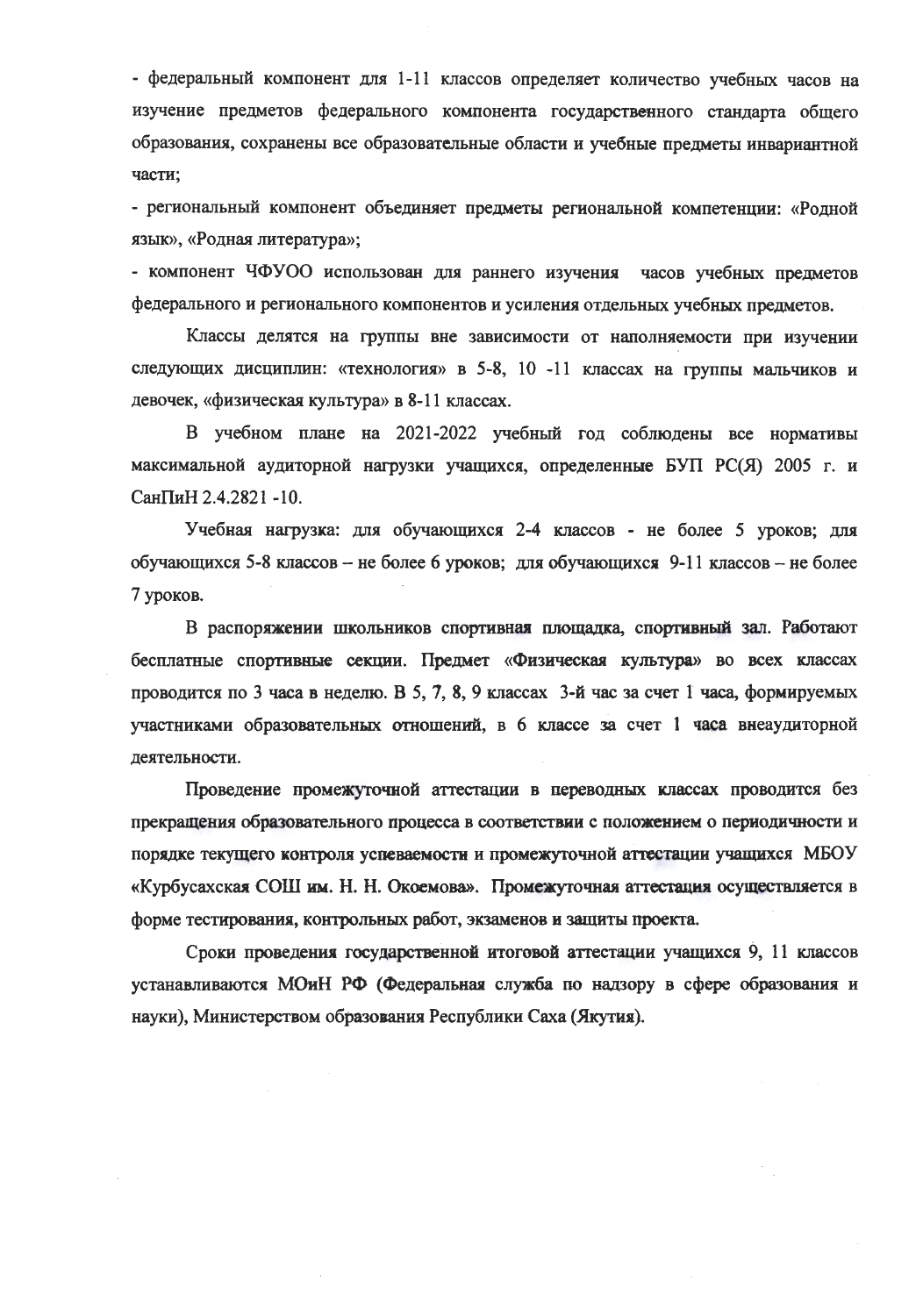- федеральный компонент для 1-11 классов определяет количество учебных часов на изучение предметов федерального компонента государственного стандарта общего образования, сохранены все образовательные области и учебные предметы инвариантной части;

- региональный компонент объединяет предметы региональной компетенции: «Родной язык», «Родная литература»;

- компонент ЧФУОО использован для раннего изучения часов учебных предметов федерального и регионального компонентов и усиления отдельных учебных предметов.

Классы делятся на группы вне зависимости от наполняемости при изучении следующих дисциплин: «технология» в 5-8, 10 -11 классах на группы мальчиков и девочек, «физическая культура» в 8-11 классах.

В учебном плане на 2021-2022 учебный год соблюдены все нормативы максимальной аудиторной нагрузки учащихся, определенные БУП РС(Я) 2005 г. и СанПиН 2.4.2821 -10.

Учебная нагрузка: для обучающихся 2-4 классов - не более 5 уроков; для обучающихся 5-8 классов – не более 6 уроков; для обучающихся 9-11 классов – не более 7 уроков.

В распоряжении школьников спортивная площадка, спортивный зал. Работают бесплатные спортивные секции. Предмет «Физическая культура» во всех классах проводится по 3 часа в неделю. В 5, 7, 8, 9 классах 3-й час за счет 1 часа, формируемых участниками образовательных отношений, в 6 классе за счет 1 часа внеаудиторной деятельности.

Проведение промежуточной аттестации в переводных классах проводится без прекращения образовательного процесса в соответствии с положением о периодичности и порядке текущего контроля успеваемости и промежуточной аттестации учащихся МБОУ «Курбусахская СОШ им. Н. Н. Окоемова». Промежуточная аттестация осуществляется в форме тестирования, контрольных работ, экзаменов и защиты проекта.

Сроки проведения государственной итоговой аттестации учащихся 9, 11 классов устанавливаются МОиН РФ (Федеральная служба по надзору в сфере образования и науки), Министерством образования Республики Саха (Якутия).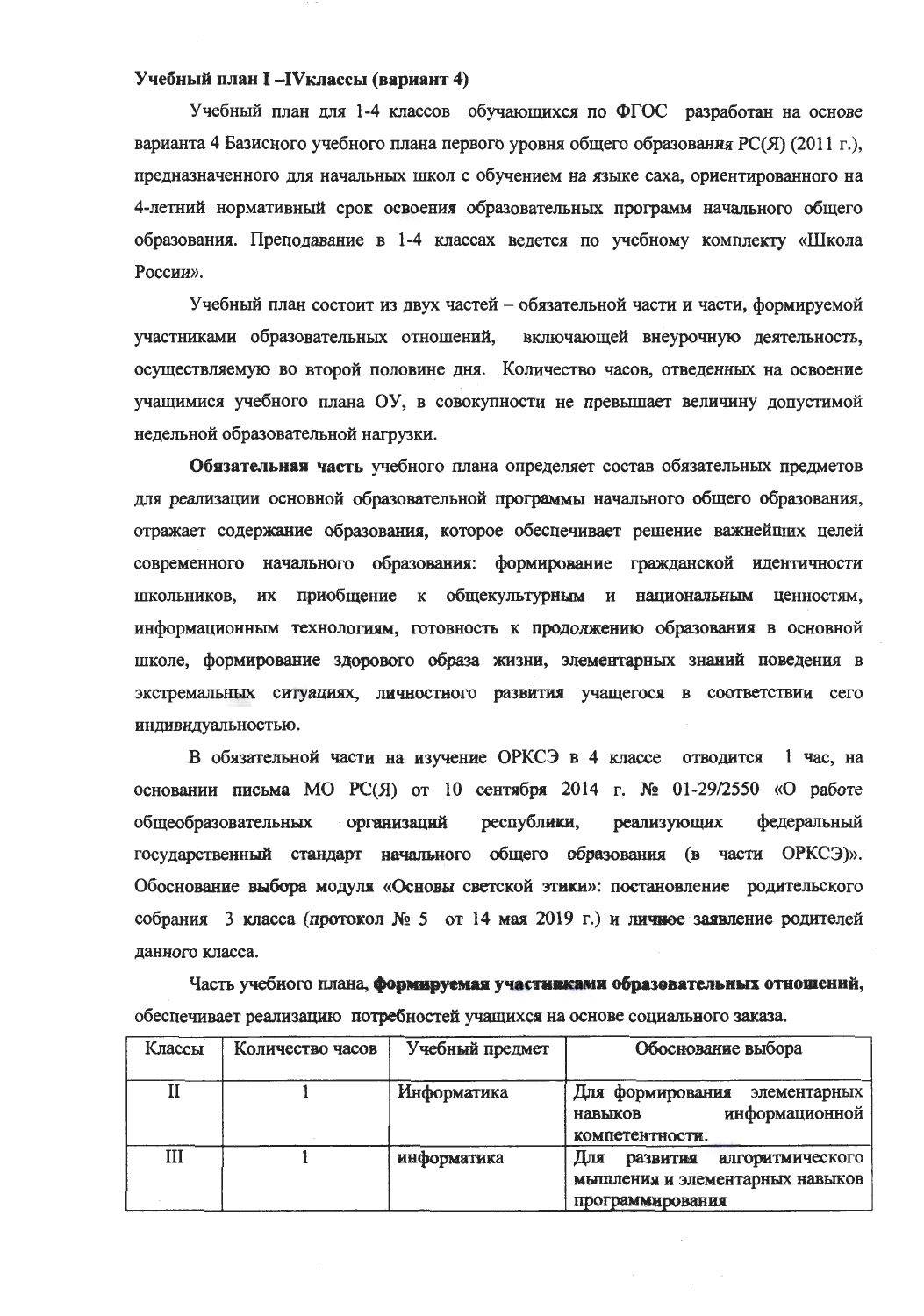**Учебный план I –IVклассы (вариант 4)**

Учебный план для 1-4 классов обучающихся по ФГОС разработан на основе варианта 4 Базисного учебного плана первого уровня общего образования РС(Я) (2011 г.), предназначенного для начальных школ с обучением на языке саха, ориентированного на 4-летний нормативный срок освоения образовательных программ начального общего образования. Преподавание в 1-4 классах ведется по учебному комплекту «Школа России».

Учебный план состоит из двух частей – обязательной части и части, формируемой участниками образовательных отношений, включающей внеурочную деятельность, осуществляемую во второй половине дня. Количество часов, отведенных на освоение учащимися учебного плана ОУ, в совокупности не превышает величину допустимой недельной образовательной нагрузки.

**Обязательная часть** учебного плана определяет состав обязательных предметов для реализации основной образовательной программы начального общего образования, отражает содержание образования, которое обеспечивает решение важнейших целей современного начального образования: формирование гражданской идентичности школьников, их приобщение к общекультурным и национальным ценностям, информационным технологиям, готовность к продолжению образования в основной школе, формирование здорового образа жизни, элементарных знаний поведения в экстремальных ситуациях, личностного развития учащегося в соответствии сего индивидуальностью.

В обязательной части на изучение ОРКСЭ в 4 классе отводится 1 час, на основании письма МО РС(Я) от 10 сентября 2014 г. № 01-29/2550 «О работе общеобразовательных организаций республики, реализующих федеральный государственный стандарт начального общего образования (в части ОРКСЭ)». Обоснование выбора модуля «Основы светской этики»: постановление родительского собрания 3 класса (протокол № 5 от 14 мая 2019 г.) и личное заявление родителей данного класса.

Часть учебного плана, **формируемая участниками образовательных отношений,** обеспечивает реализацию потребностей учащихся на основе социального заказа.

| Классы | Количество часов | Учебный предмет | Обоснование выбора |
|---|---|---|---|
| II | 1 | Информатика | Для формирования элементарных навыков информационной компетентности. |
| III | 1 | информатика | Для развития алгоритмического мышления и элементарных навыков программирования |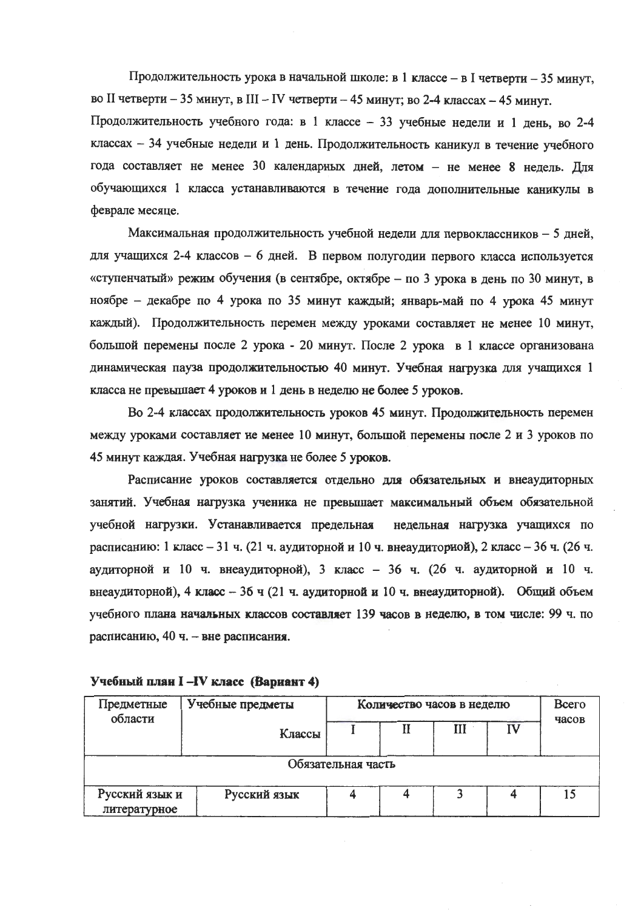Продолжительность урока в начальной школе: в 1 классе – в I четверти – 35 минут, во II четверти – 35 минут, в III – IV четверти – 45 минут; во 2-4 классах – 45 минут. Продолжительность учебного года: в 1 классе – 33 учебные недели и 1 день, во 2-4 классах – 34 учебные недели и 1 день. Продолжительность каникул в течение учебного года составляет не менее 30 календарных дней, летом – не менее 8 недель. Для обучающихся 1 класса устанавливаются в течение года дополнительные каникулы в феврале месяце.

Максимальная продолжительность учебной недели для первоклассников – 5 дней, для учащихся 2-4 классов – 6 дней. В первом полугодии первого класса используется «ступенчатый» режим обучения (в сентябре, октябре – по 3 урока в день по 30 минут, в ноябре – декабре по 4 урока по 35 минут каждый; январь-май по 4 урока 45 минут каждый). Продолжительность перемен между уроками составляет не менее 10 минут, большой перемены после 2 урока - 20 минут. После 2 урока в 1 классе организована динамическая пауза продолжительностью 40 минут. Учебная нагрузка для учащихся 1 класса не превышает 4 уроков и 1 день в неделю не более 5 уроков.

Во 2-4 классах продолжительность уроков 45 минут. Продолжительность перемен между уроками составляет не менее 10 минут, большой перемены после 2 и 3 уроков по 45 минут каждая. Учебная нагрузка не более 5 уроков.

Расписание уроков составляется отдельно для обязательных и внеаудиторных занятий. Учебная нагрузка ученика не превышает максимальный объем обязательной учебной нагрузки. Устанавливается предельная недельная нагрузка учащихся по расписанию: 1 класс – 31 ч. (21 ч. аудиторной и 10 ч. внеаудиторной), 2 класс – 36 ч. (26 ч. аудиторной и 10 ч. внеаудиторной), 3 класс – 36 ч. (26 ч. аудиторной и 10 ч. внеаудиторной), 4 класс – 36 ч (21 ч. аудиторной и 10 ч. внеаудиторной). Общий объем учебного плана начальных классов составляет 139 часов в неделю, в том числе: 99 ч. по расписанию, 40 ч. – вне расписания.

**Учебный план I –IV класс (Вариант 4)**

| Предметные области | Учебные предметы | Количество часов в неделю | | | | Всего часов |
|---|---|---|---|---|---|---|
| | Классы | I | II | III | IV | |
| Обязательная часть | | | | | | |
| Русский язык и литературное | Русский язык | 4 | 4 | 3 | 4 | 15 |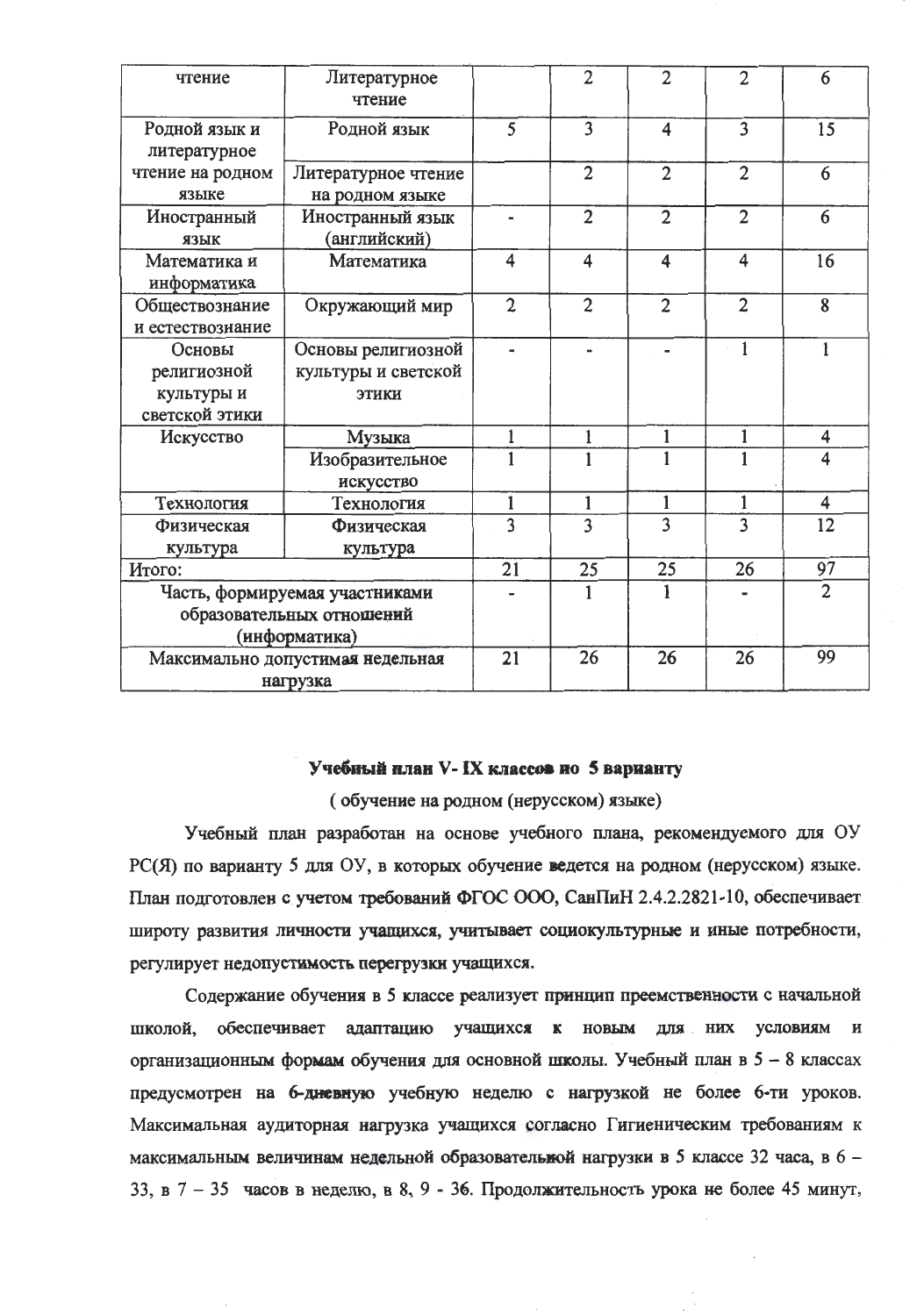| чтение | Литературное чтение | | 2 | 2 | 2 | 6 |
|---|---|---|---|---|---|---|
| Родной язык и литературное чтение на родном языке | Родной язык | 5 | 3 | 4 | 3 | 15 |
| | Литературное чтение на родном языке | | 2 | 2 | 2 | 6 |
| Иностранный язык | Иностранный язык (английский) | - | 2 | 2 | 2 | 6 |
| Математика и информатика | Математика | 4 | 4 | 4 | 4 | 16 |
| Обществознание и естествознание | Окружающий мир | 2 | 2 | 2 | 2 | 8 |
| Основы религиозной культуры и светской этики | Основы религиозной культуры и светской этики | - | - | - | 1 | 1 |
| Искусство | Музыка | 1 | 1 | 1 | 1 | 4 |
| | Изобразительное искусство | 1 | 1 | 1 | 1 | 4 |
| Технология | Технология | 1 | 1 | 1 | 1 | 4 |
| Физическая культура | Физическая культура | 3 | 3 | 3 | 3 | 12 |
| Итого: | | 21 | 25 | 25 | 26 | 97 |
| Часть, формируемая участниками образовательных отношений (информатика) | | - | 1 | 1 | - | 2 |
| Максимально допустимая недельная нагрузка | | 21 | 26 | 26 | 26 | 99 |

**Учебный план V- IX классов по 5 варианту**

( обучение на родном (нерусском) языке)

Учебный план разработан на основе учебного плана, рекомендуемого для ОУ РС(Я) по варианту 5 для ОУ, в которых обучение ведется на родном (нерусском) языке. План подготовлен с учетом требований ФГОС ООО, СанПиН 2.4.2.2821-10, обеспечивает широту развития личности учащихся, учитывает социокультурные и иные потребности, регулирует недопустимость перегрузки учащихся.

Содержание обучения в 5 классе реализует принцип преемственности с начальной школой, обеспечивает адаптацию учащихся к новым для них условиям и организационным формам обучения для основной школы. Учебный план в 5 – 8 классах предусмотрен на 6-дневную учебную неделю с нагрузкой не более 6-ти уроков. Максимальная аудиторная нагрузка учащихся согласно Гигиеническим требованиям к максимальным величинам недельной образовательной нагрузки в 5 классе 32 часа, в 6 – 33, в 7 – 35 часов в неделю, в 8, 9 - 36. Продолжительность урока не более 45 минут,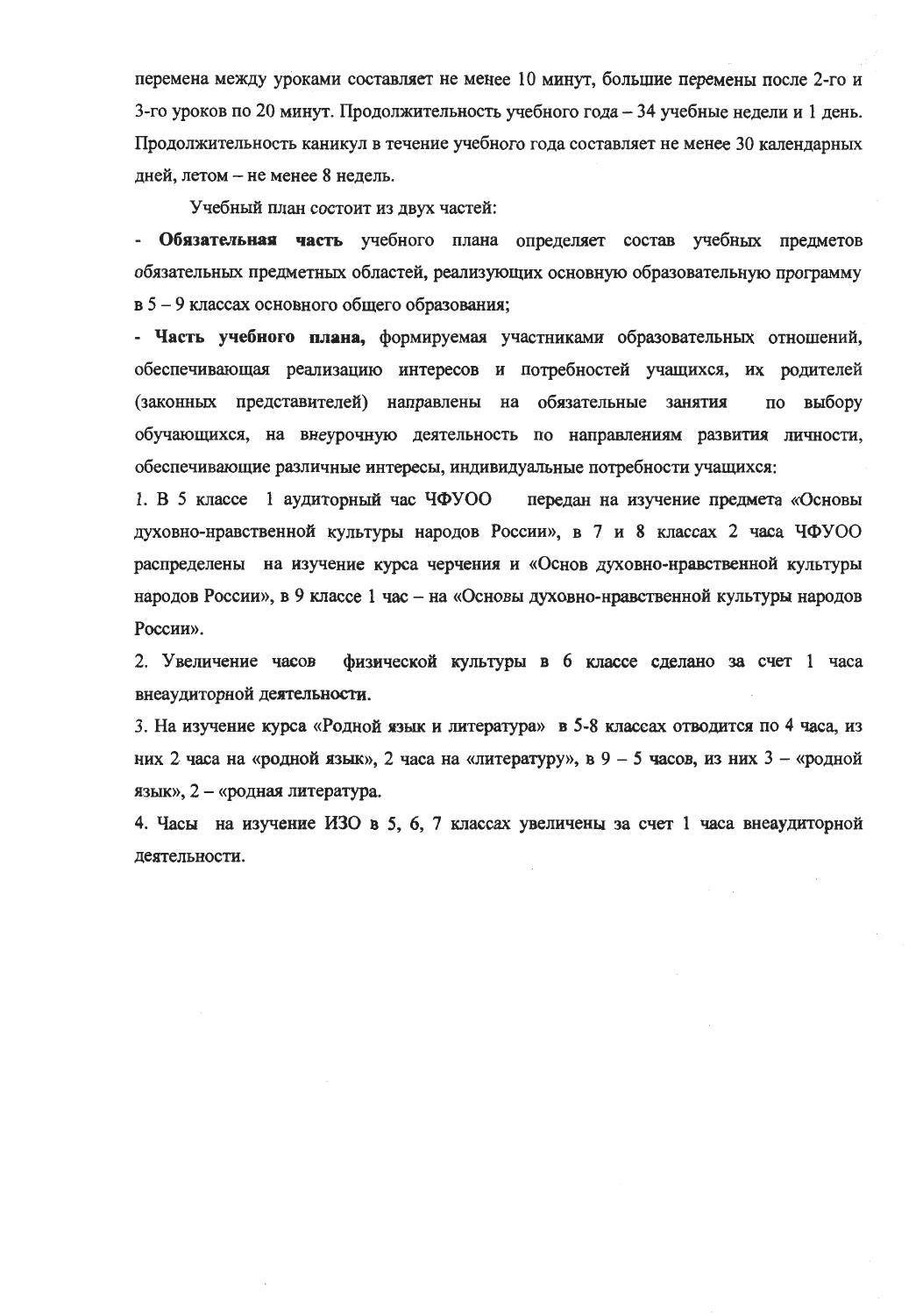перемена между уроками составляет не менее 10 минут, большие перемены после 2-го и 3-го уроков по 20 минут. Продолжительность учебного года – 34 учебные недели и 1 день. Продолжительность каникул в течение учебного года составляет не менее 30 календарных дней, летом – не менее 8 недель.

Учебный план состоит из двух частей:

- **Обязательная часть** учебного плана определяет состав учебных предметов обязательных предметных областей, реализующих основную образовательную программу в 5 – 9 классах основного общего образования;

- **Часть учебного плана,** формируемая участниками образовательных отношений, обеспечивающая реализацию интересов и потребностей учащихся, их родителей (законных представителей) направлены на обязательные занятия по выбору обучающихся, на внеурочную деятельность по направлениям развития личности, обеспечивающие различные интересы, индивидуальные потребности учащихся:

1. В 5 классе 1 аудиторный час ЧФУОО передан на изучение предмета «Основы духовно-нравственной культуры народов России», в 7 и 8 классах 2 часа ЧФУОО распределены на изучение курса черчения и «Основ духовно-нравственной культуры народов России», в 9 классе 1 час – на «Основы духовно-нравственной культуры народов России».

2. Увеличение часов физической культуры в 6 классе сделано за счет 1 часа внеаудиторной деятельности.

3. На изучение курса «Родной язык и литература» в 5-8 классах отводится по 4 часа, из них 2 часа на «родной язык», 2 часа на «литературу», в 9 – 5 часов, из них 3 – «родной язык», 2 – «родная литература.

4. Часы на изучение ИЗО в 5, 6, 7 классах увеличены за счет 1 часа внеаудиторной деятельности.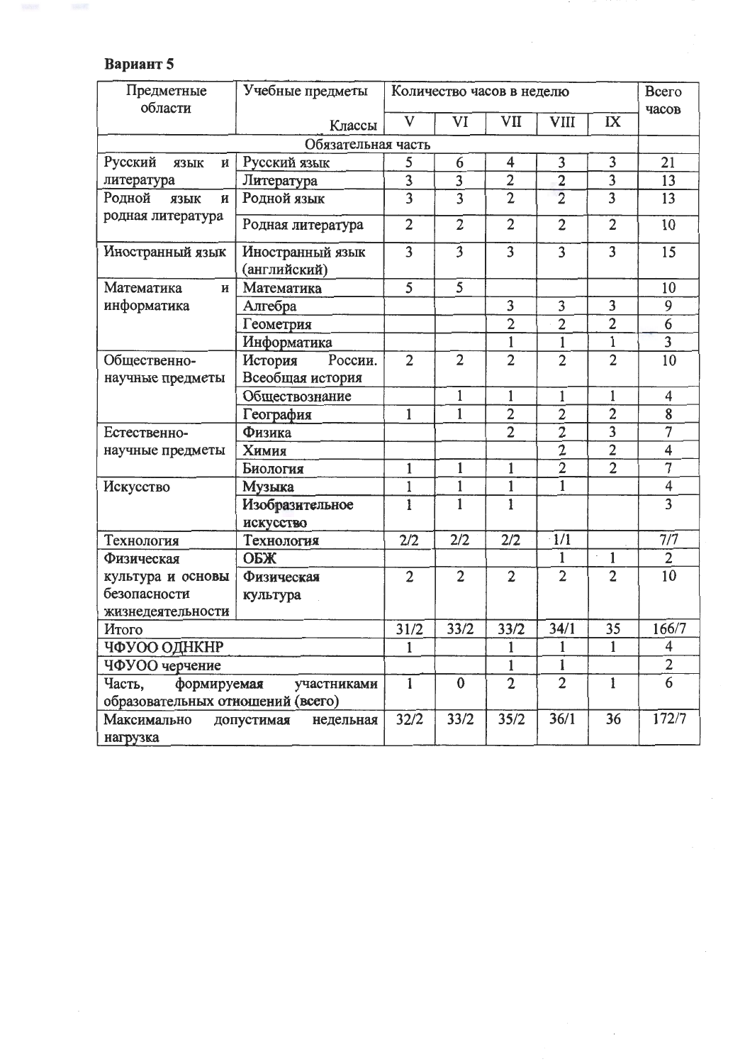**Вариант 5**

| Предметные области | Учебные предметы | Количество часов в неделю | | | | | Всего часов |
|---|---|---|---|---|---|---|---|
| | Классы | V | VI | VII | VIII | IX | |
| Обязательная часть | | | | | | | |
| Русский язык и литература | Русский язык | 5 | 6 | 4 | 3 | 3 | 21 |
| | Литература | 3 | 3 | 2 | 2 | 3 | 13 |
| Родной язык и родная литература | Родной язык | 3 | 3 | 2 | 2 | 3 | 13 |
| | Родная литература | 2 | 2 | 2 | 2 | 2 | 10 |
| Иностранный язык | Иностранный язык (английский) | 3 | 3 | 3 | 3 | 3 | 15 |
| Математика и информатика | Математика | 5 | 5 | | | | 10 |
| | Алгебра | | | 3 | 3 | 3 | 9 |
| | Геометрия | | | 2 | 2 | 2 | 6 |
| | Информатика | | | 1 | 1 | 1 | 3 |
| Общественно-научные предметы | История России. Всеобщая история | 2 | 2 | 2 | 2 | 2 | 10 |
| | Обществознание | | 1 | 1 | 1 | 1 | 4 |
| | География | 1 | 1 | 2 | 2 | 2 | 8 |
| Естественно-научные предметы | Физика | | | 2 | 2 | 3 | 7 |
| | Химия | | | | 2 | 2 | 4 |
| | Биология | 1 | 1 | 1 | 2 | 2 | 7 |
| Искусство | Музыка | 1 | 1 | 1 | 1 | | 4 |
| | Изобразительное искусство | 1 | 1 | 1 | | | 3 |
| Технология | Технология | 2/2 | 2/2 | 2/2 | 1/1 | | 7/7 |
| Физическая культура и основы безопасности жизнедеятельности | ОБЖ | | | | 1 | 1 | 2 |
| | Физическая культура | 2 | 2 | 2 | 2 | 2 | 10 |
| Итого | | 31/2 | 33/2 | 33/2 | 34/1 | 35 | 166/7 |
| ЧФУОО ОДНКНР | | 1 | | 1 | 1 | 1 | 4 |
| ЧФУОО черчение | | | | 1 | 1 | | 2 |
| Часть, формируемая участниками образовательных отношений (всего) | | 1 | 0 | 2 | 2 | 1 | 6 |
| Максимально допустимая недельная нагрузка | | 32/2 | 33/2 | 35/2 | 36/1 | 36 | 172/7 |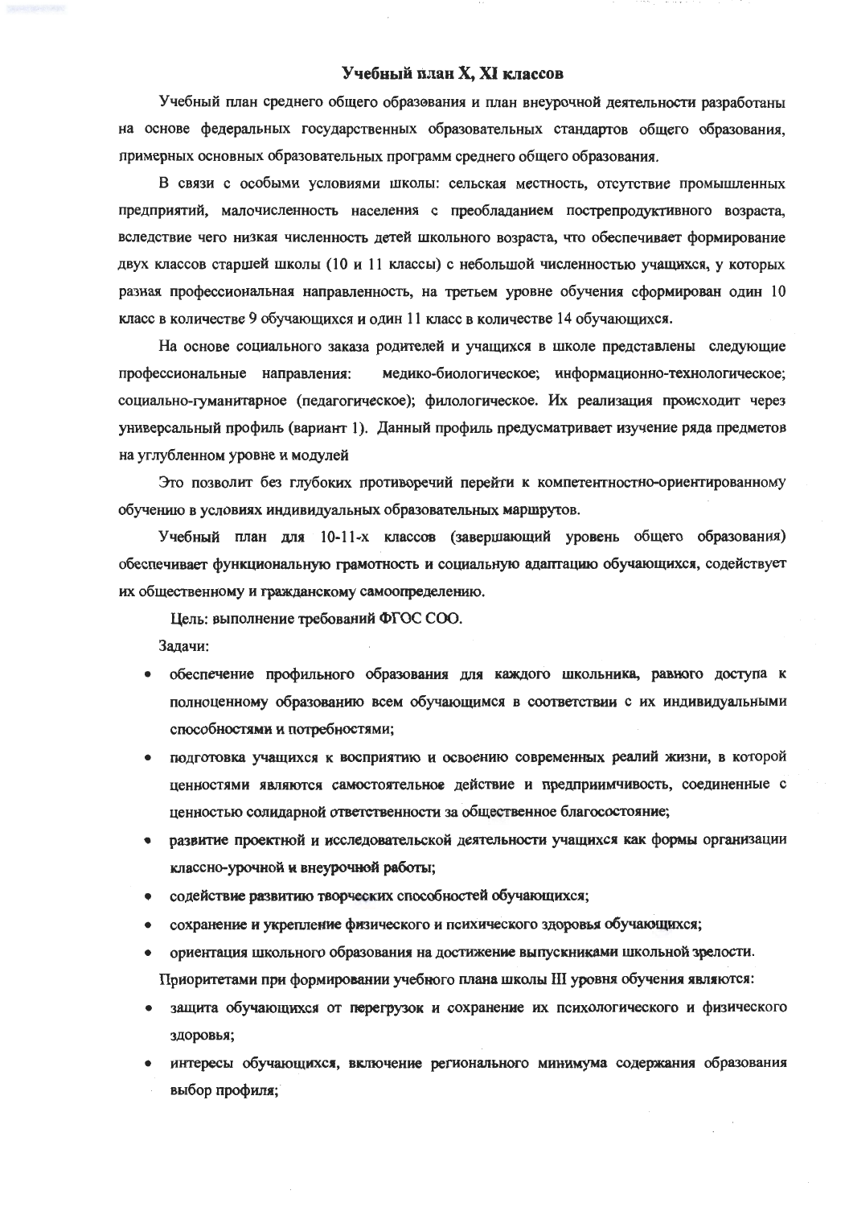## Учебный план X, XI классов

Учебный план среднего общего образования и план внеурочной деятельности разработаны на основе федеральных государственных образовательных стандартов общего образования, примерных основных образовательных программ среднего общего образования.

В связи с особыми условиями школы: сельская местность, отсутствие промышленных предприятий, малочисленность населения с преобладанием пострепродуктивного возраста, вследствие чего низкая численность детей школьного возраста, что обеспечивает формирование двух классов старшей школы (10 и 11 классы) с небольшой численностью учащихся, у которых разная профессиональная направленность, на третьем уровне обучения сформирован один 10 класс в количестве 9 обучающихся и один 11 класс в количестве 14 обучающихся.

На основе социального заказа родителей и учащихся в школе представлены следующие профессиональные направления: медико-биологическое; информационно-технологическое; социально-гуманитарное (педагогическое); филологическое. Их реализация происходит через универсальный профиль (вариант 1). Данный профиль предусматривает изучение ряда предметов на углубленном уровне и модулей

Это позволит без глубоких противоречий перейти к компетентностно-ориентированному обучению в условиях индивидуальных образовательных маршрутов.

Учебный план для 10-11-х классов (завершающий уровень общего образования) обеспечивает функциональную грамотность и социальную адаптацию обучающихся, содействует их общественному и гражданскому самоопределению.

Цель: выполнение требований ФГОС СОО.

Задачи:

- обеспечение профильного образования для каждого школьника, равного доступа к полноценному образованию всем обучающимся в соответствии с их индивидуальными способностями и потребностями;
- подготовка учащихся к восприятию и освоению современных реалий жизни, в которой ценностями являются самостоятельное действие и предприимчивость, соединенные с ценностью солидарной ответственности за общественное благосостояние;
- развитие проектной и исследовательской деятельности учащихся как формы организации классно-урочной и внеурочной работы;
- содействие развитию творческих способностей обучающихся;
- сохранение и укрепление физического и психического здоровья обучающихся;
- ориентация школьного образования на достижение выпускниками школьной зрелости.

Приоритетами при формировании учебного плана школы III уровня обучения являются:

- защита обучающихся от перегрузок и сохранение их психологического и физического здоровья;
- интересы обучающихся, включение регионального минимума содержания образования выбор профиля;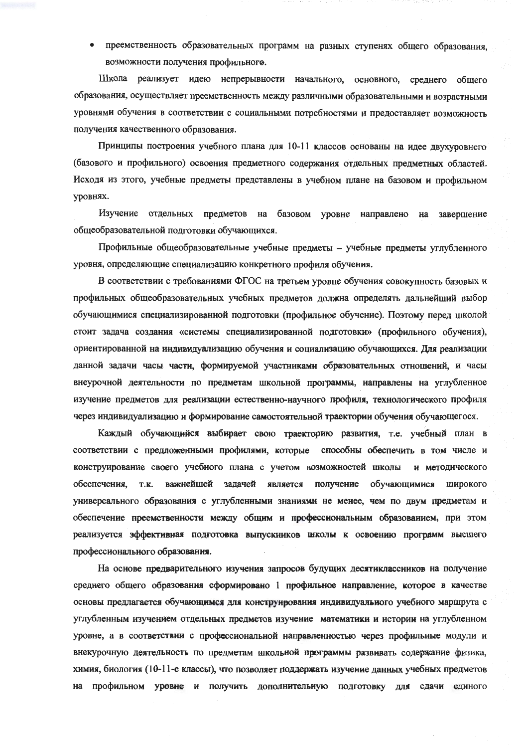- преемственность образовательных программ на разных ступенях общего образования, возможности получения профильного.

Школа реализует идею непрерывности начального, основного, среднего общего образования, осуществляет преемственность между различными образовательными и возрастными уровнями обучения в соответствии с социальными потребностями и предоставляет возможность получения качественного образования.

Принципы построения учебного плана для 10-11 классов основаны на идее двухуровнего (базового и профильного) освоения предметного содержания отдельных предметных областей. Исходя из этого, учебные предметы представлены в учебном плане на базовом и профильном уровнях.

Изучение отдельных предметов на базовом уровне направлено на завершение общеобразовательной подготовки обучающихся.

Профильные общеобразовательные учебные предметы – учебные предметы углубленного уровня, определяющие специализацию конкретного профиля обучения.

В соответствии с требованиями ФГОС на третьем уровне обучения совокупность базовых и профильных общеобразовательных учебных предметов должна определять дальнейший выбор обучающимися специализированной подготовки (профильное обучение). Поэтому перед школой стоит задача создания «системы специализированной подготовки» (профильного обучения), ориентированной на индивидуализацию обучения и социализацию обучающихся. Для реализации данной задачи часы части, формируемой участниками образовательных отношений, и часы внеурочной деятельности по предметам школьной программы, направлены на углубленное изучение предметов для реализации естественно-научного профиля, технологического профиля через индивидуализацию и формирование самостоятельной траектории обучения обучающегося.

Каждый обучающийся выбирает свою траекторию развития, т.е. учебный план в соответствии с предложенными профилями, которые способны обеспечить в том числе и конструирование своего учебного плана с учетом возможностей школы и методического обеспечения, т.к. важнейшей задачей является получение обучающимися широкого универсального образования с углубленными знаниями не менее, чем по двум предметам и обеспечение преемственности между общим и профессиональным образованием, при этом реализуется эффективная подготовка выпускников школы к освоению программ высшего профессионального образования.

На основе предварительного изучения запросов будущих десятиклассников на получение среднего общего образования сформировано 1 профильное направление, которое в качестве основы предлагается обучающимся для конструирования индивидуального учебного маршрута с углубленным изучением отдельных предметов изучение математики и истории на углубленном уровне, а в соответствии с профессиональной направленностью через профильные модули и внекурочную деятельность по предметам школьной программы развивать содержание физика, химия, биология (10-11-е классы), что позволяет поддержать изучение данных учебных предметов на профильном уровне и получить дополнительную подготовку для сдачи единого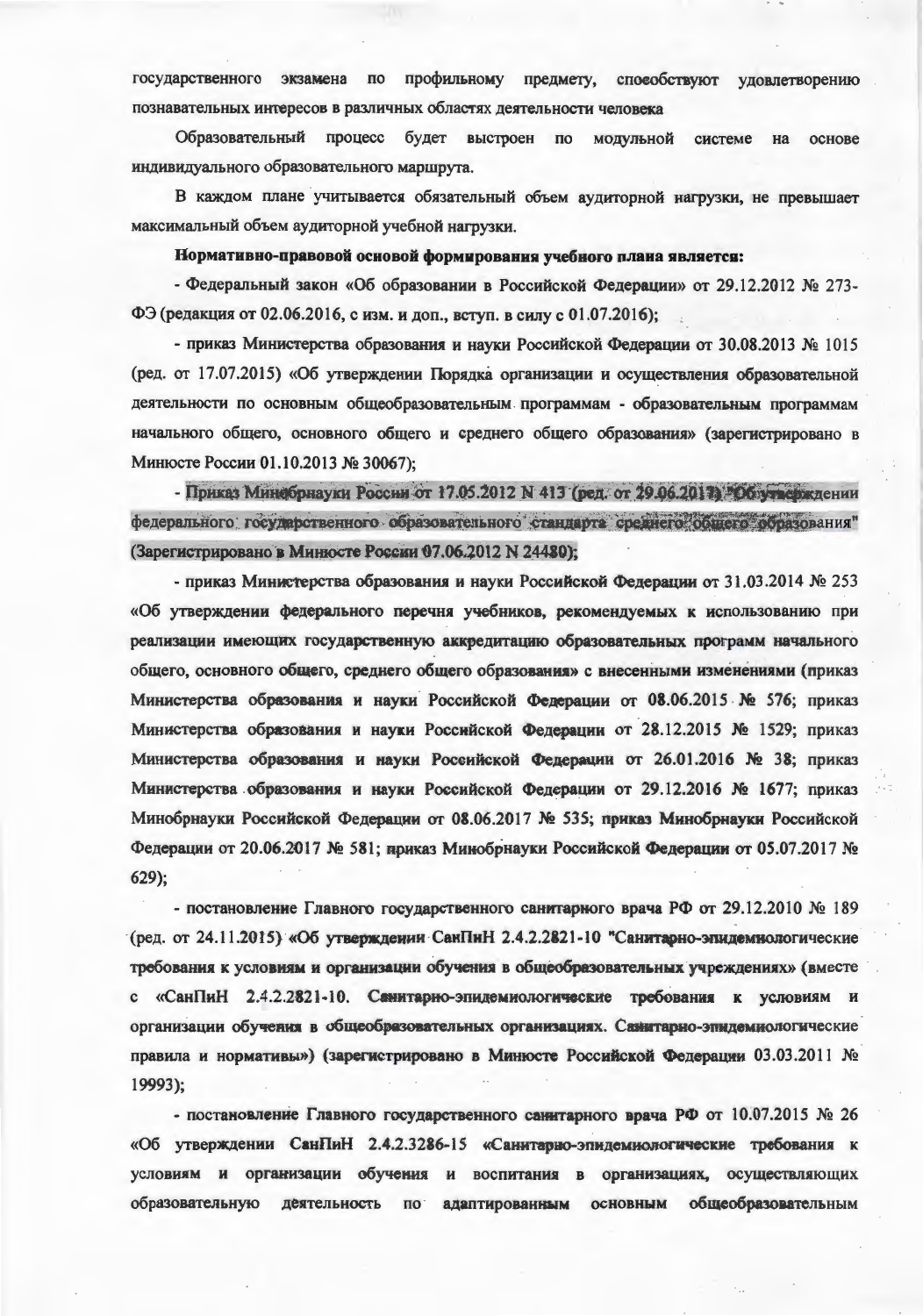государственного экзамена по профильному предмету, способствуют удовлетворению познавательных интересов в различных областях деятельности человека

Образовательный процесс будет выстроен по модульной системе на основе индивидуального образовательного маршрута.

В каждом плане учитывается обязательный объем аудиторной нагрузки, не превышает максимальный объем аудиторной учебной нагрузки.

**Нормативно-правовой основой формирования учебного плана является:**

- Федеральный закон «Об образовании в Российской Федерации» от 29.12.2012 № 273-ФЭ (редакция от 02.06.2016, с изм. и доп., вступ. в силу с 01.07.2016);

- приказ Министерства образования и науки Российской Федерации от 30.08.2013 № 1015 (ред. от 17.07.2015) «Об утверждении Порядка организации и осуществления образовательной деятельности по основным общеобразовательным программам - образовательным программам начального общего, основного общего и среднего общего образования» (зарегистрировано в Минюсте России 01.10.2013 № 30067);

- Приказ Минобрнауки России от 17.05.2012 N 413 (ред. от 29.06.2017) "Об утверждении федерального государственного образовательного стандарта среднего общего образования" (Зарегистрировано в Минюсте России 07.06.2012 N 24480);

- приказ Министерства образования и науки Российской Федерации от 31.03.2014 № 253 «Об утверждении федерального перечня учебников, рекомендуемых к использованию при реализации имеющих государственную аккредитацию образовательных программ начального общего, основного общего, среднего общего образования» с внесенными изменениями (приказ Министерства образования и науки Российской Федерации от 08.06.2015 № 576; приказ Министерства образования и науки Российской Федерации от 28.12.2015 № 1529; приказ Министерства образования и науки Российской Федерации от 26.01.2016 № 38; приказ Министерства образования и науки Российской Федерации от 29.12.2016 № 1677; приказ Минобрнауки Российской Федерации от 08.06.2017 № 535; приказ Минобрнауки Российской Федерации от 20.06.2017 № 581; приказ Минобрнауки Российской Федерации от 05.07.2017 № 629);

- постановление Главного государственного санитарного врача РФ от 29.12.2010 № 189 (ред. от 24.11.2015) «Об утверждении СанПиН 2.4.2.2821-10 "Санитарно-эпидемиологические требования к условиям и организации обучения в общеобразовательных учреждениях» (вместе с «СанПиН 2.4.2.2821-10. Санитарно-эпидемиологические требования к условиям и организации обучения в общеобразовательных организациях. Санитарно-эпидемиологические правила и нормативы») (зарегистрировано в Минюсте Российской Федерации 03.03.2011 № 19993);

- постановление Главного государственного санитарного врача РФ от 10.07.2015 № 26 «Об утверждении СанПиН 2.4.2.3286-15 «Санитарно-эпидемиологические требования к условиям и организации обучения и воспитания в организациях, осуществляющих образовательную деятельность по адаптированным основным общеобразовательным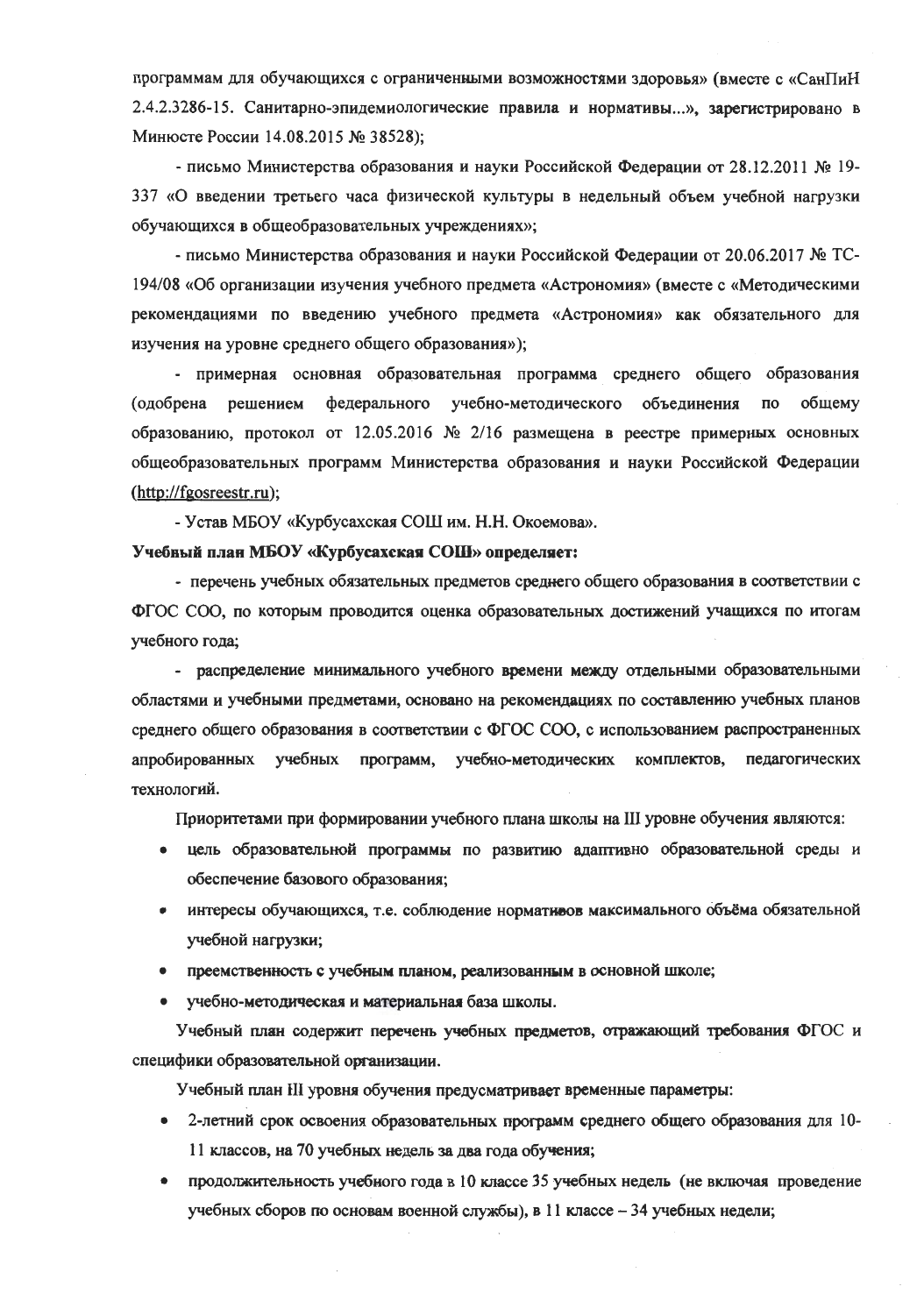программам для обучающихся с ограниченными возможностями здоровья» (вместе с «СанПиН 2.4.2.3286-15. Санитарно-эпидемиологические правила и нормативы...», зарегистрировано в Минюсте России 14.08.2015 № 38528);

- письмо Министерства образования и науки Российской Федерации от 28.12.2011 № 19-337 «О введении третьего часа физической культуры в недельный объем учебной нагрузки обучающихся в общеобразовательных учреждениях»;

- письмо Министерства образования и науки Российской Федерации от 20.06.2017 № ТС-194/08 «Об организации изучения учебного предмета «Астрономия» (вместе с «Методическими рекомендациями по введению учебного предмета «Астрономия» как обязательного для изучения на уровне среднего общего образования»);

- примерная основная образовательная программа среднего общего образования (одобрена решением федерального учебно-методического объединения по общему образованию, протокол от 12.05.2016 № 2/16 размещена в реестре примерных основных общеобразовательных программ Министерства образования и науки Российской Федерации (http://fgosreestr.ru);

- Устав МБОУ «Курбусахская СОШ им. Н.Н. Окоемова».

**Учебный план МБОУ «Курбусахская СОШ» определяет:**

- перечень учебных обязательных предметов среднего общего образования в соответствии с ФГОС СОО, по которым проводится оценка образовательных достижений учащихся по итогам учебного года;

- распределение минимального учебного времени между отдельными образовательными областями и учебными предметами, основано на рекомендациях по составлению учебных планов среднего общего образования в соответствии с ФГОС СОО, с использованием распространенных апробированных учебных программ, учебно-методических комплектов, педагогических технологий.

Приоритетами при формировании учебного плана школы на III уровне обучения являются:

- цель образовательной программы по развитию адаптивно образовательной среды и обеспечение базового образования;
- интересы обучающихся, т.е. соблюдение нормативов максимального объёма обязательной учебной нагрузки;
- преемственность с учебным планом, реализованным в основной школе;
- учебно-методическая и материальная база школы.

Учебный план содержит перечень учебных предметов, отражающий требования ФГОС и специфики образовательной организации.

Учебный план III уровня обучения предусматривает временные параметры:

- 2-летний срок освоения образовательных программ среднего общего образования для 10-11 классов, на 70 учебных недель за два года обучения;
- продолжительность учебного года в 10 классе 35 учебных недель (не включая проведение учебных сборов по основам военной службы), в 11 классе – 34 учебных недели;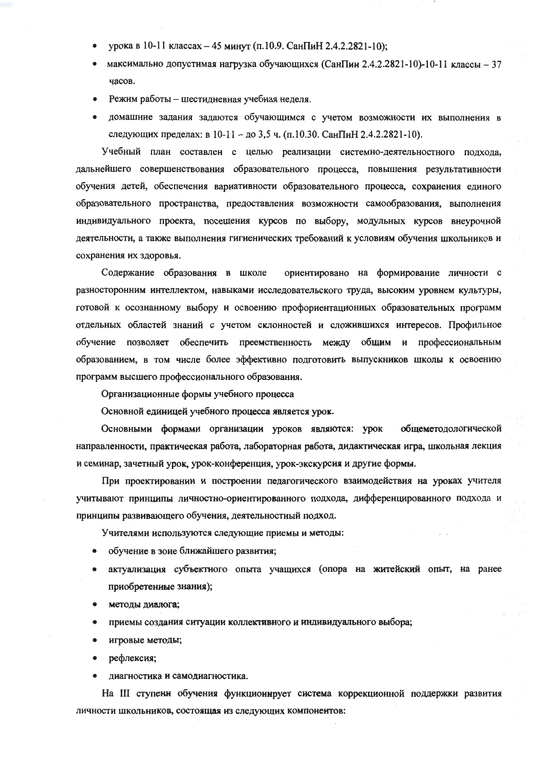- урока в 10-11 классах – 45 минут (п.10.9. СанПиН 2.4.2.2821-10);
- максимально допустимая нагрузка обучающихся (СанПин 2.4.2.2821-10)-10-11 классы – 37 часов.
- Режим работы – шестидневная учебная неделя.
- домашние задания задаются обучающимся с учетом возможности их выполнения в следующих пределах: в 10-11 – до 3,5 ч. (п.10.30. СанПиН 2.4.2.2821-10).

Учебный план составлен с целью реализации системно-деятельностного подхода, дальнейшего совершенствования образовательного процесса, повышения результативности обучения детей, обеспечения вариативности образовательного процесса, сохранения единого образовательного пространства, предоставления возможности самообразования, выполнения индивидуального проекта, посещения курсов по выбору, модульных курсов внеурочной деятельности, а также выполнения гигиенических требований к условиям обучения школьников и сохранения их здоровья.

Содержание образования в школе ориентировано на формирование личности с разносторонним интеллектом, навыками исследовательского труда, высоким уровнем культуры, готовой к осознанному выбору и освоению профориентационных образовательных программ отдельных областей знаний с учетом склонностей и сложившихся интересов. Профильное обучение позволяет обеспечить преемственность между общим и профессиональным образованием, в том числе более эффективно подготовить выпускников школы к освоению программ высшего профессионального образования.

Организационные формы учебного процесса

Основной единицей учебного процесса является урок.

Основными формами организации уроков являются: урок общеметодологической направленности, практическая работа, лабораторная работа, дидактическая игра, школьная лекция и семинар, зачетный урок, урок-конференция, урок-экскурсия и другие формы.

При проектировании и построении педагогического взаимодействия на уроках учителя учитывают принципы личностно-ориентированного подхода, дифференцированного подхода и принципы развивающего обучения, деятельностный подход.

Учителями используются следующие приемы и методы:

- обучение в зоне ближайшего развития;
- актуализация субъектного опыта учащихся (опора на житейский опыт, на ранее приобретенные знания);
- методы диалога;
- приемы создания ситуации коллективного и индивидуального выбора;
- игровые методы;
- рефлексия;
- диагностика и самодиагностика.

На III ступени обучения функционирует система коррекционной поддержки развития личности школьников, состоящая из следующих компонентов: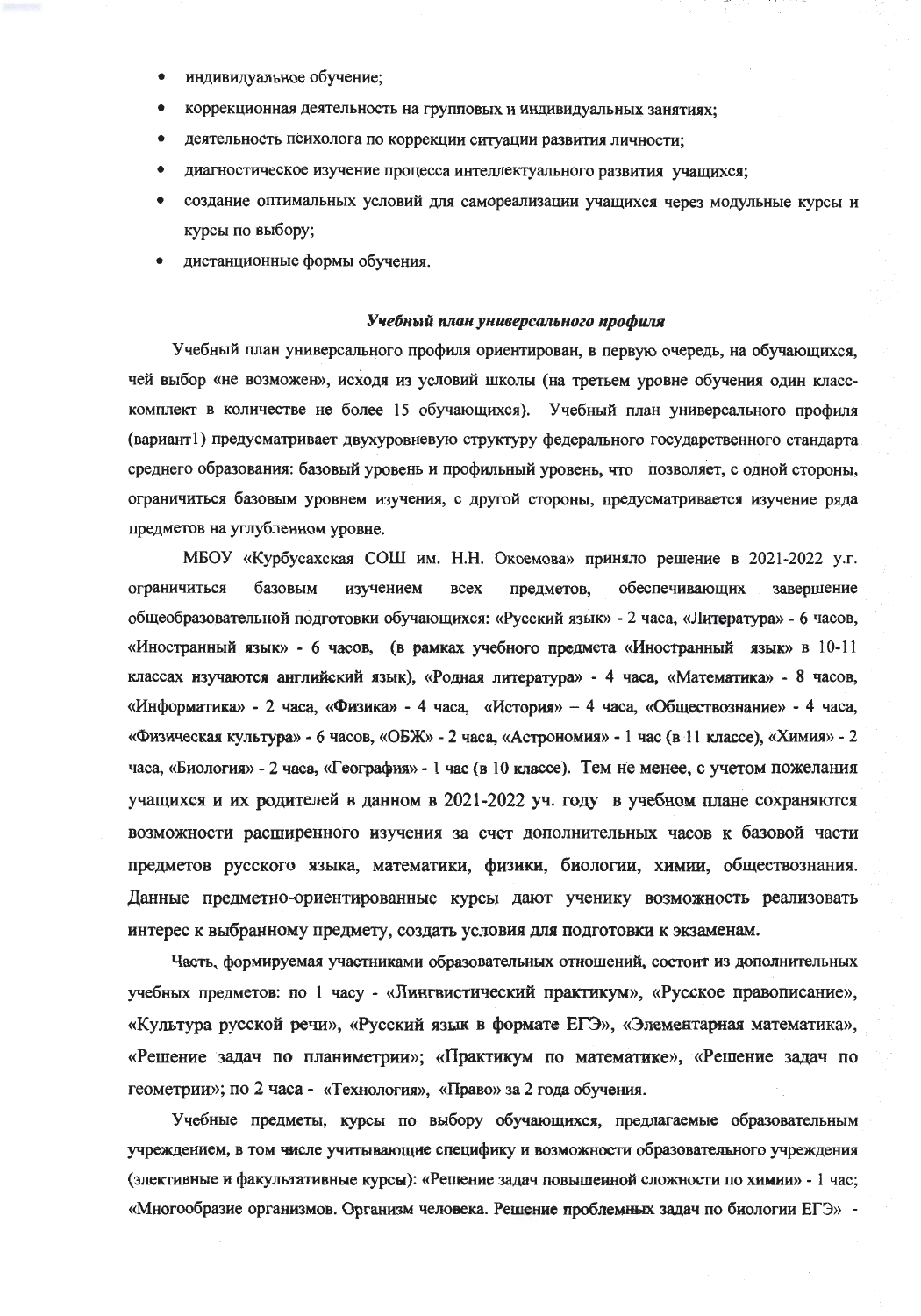- индивидуальное обучение;
- коррекционная деятельность на групповых и индивидуальных занятиях;
- деятельность психолога по коррекции ситуации развития личности;
- диагностическое изучение процесса интеллектуального развития учащихся;
- создание оптимальных условий для самореализации учащихся через модульные курсы и курсы по выбору;
- дистанционные формы обучения.

***Учебный план универсального профиля***

Учебный план универсального профиля ориентирован, в первую очередь, на обучающихся, чей выбор «не возможен», исходя из условий школы (на третьем уровне обучения один класс-комплект в количестве не более 15 обучающихся). Учебный план универсального профиля (вариант1) предусматривает двухуровневую структуру федерального государственного стандарта среднего образования: базовый уровень и профильный уровень, что позволяет, с одной стороны, ограничиться базовым уровнем изучения, с другой стороны, предусматривается изучение ряда предметов на углубленном уровне.

МБОУ «Курбусахская СОШ им. Н.Н. Окоемова» приняло решение в 2021-2022 у.г. ограничиться базовым изучением всех предметов, обеспечивающих завершение общеобразовательной подготовки обучающихся: «Русский язык» - 2 часа, «Литература» - 6 часов, «Иностранный язык» - 6 часов, (в рамках учебного предмета «Иностранный язык» в 10-11 классах изучаются английский язык), «Родная литература» - 4 часа, «Математика» - 8 часов, «Информатика» - 2 часа, «Физика» - 4 часа, «История» – 4 часа, «Обществознание» - 4 часа, «Физическая культура» - 6 часов, «ОБЖ» - 2 часа, «Астрономия» - 1 час (в 11 классе), «Химия» - 2 часа, «Биология» - 2 часа, «География» - 1 час (в 10 классе). Тем не менее, с учетом пожелания учащихся и их родителей в данном в 2021-2022 уч. году в учебном плане сохраняются возможности расширенного изучения за счет дополнительных часов к базовой части предметов русского языка, математики, физики, биологии, химии, обществознания. Данные предметно-ориентированные курсы дают ученику возможность реализовать интерес к выбранному предмету, создать условия для подготовки к экзаменам.

Часть, формируемая участниками образовательных отношений, состоит из дополнительных учебных предметов: по 1 часу - «Лингвистический практикум», «Русское правописание», «Культура русской речи», «Русский язык в формате ЕГЭ», «Элементарная математика», «Решение задач по планиметрии»; «Практикум по математике», «Решение задач по геометрии»; по 2 часа - «Технология», «Право» за 2 года обучения.

Учебные предметы, курсы по выбору обучающихся, предлагаемые образовательным учреждением, в том числе учитывающие специфику и возможности образовательного учреждения (элективные и факультативные курсы): «Решение задач повышенной сложности по химии» - 1 час; «Многообразие организмов. Организм человека. Решение проблемных задач по биологии ЕГЭ» -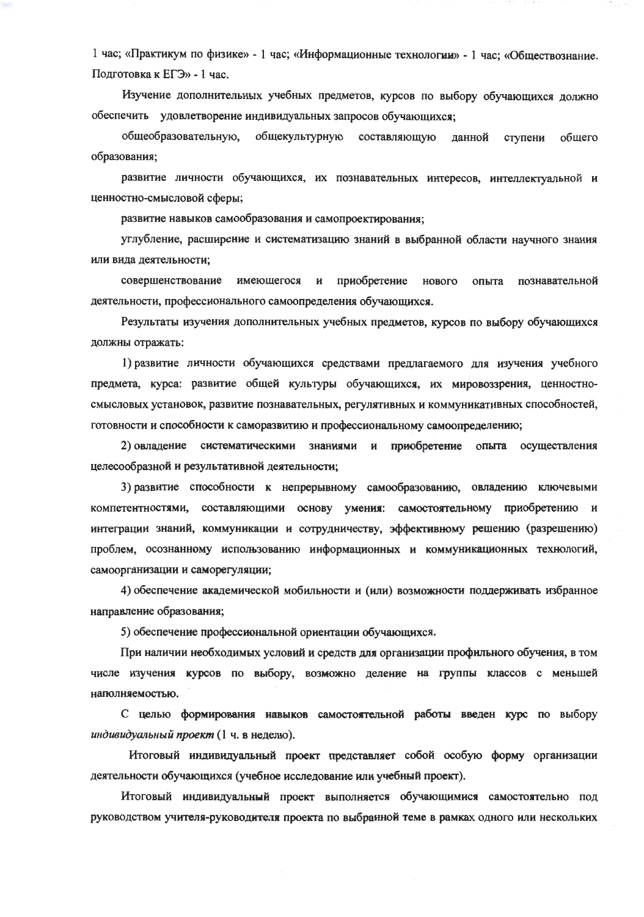1 час; «Практикум по физике» - 1 час; «Информационные технологии» - 1 час; «Обществознание. Подготовка к ЕГЭ» - 1 час.

Изучение дополнительных учебных предметов, курсов по выбору обучающихся должно обеспечить удовлетворение индивидуальных запросов обучающихся;

общеобразовательную, общекультурную составляющую данной ступени общего образования;

развитие личности обучающихся, их познавательных интересов, интеллектуальной и ценностно-смысловой сферы;

развитие навыков самообразования и самопроектирования;

углубление, расширение и систематизацию знаний в выбранной области научного знания или вида деятельности;

совершенствование имеющегося и приобретение нового опыта познавательной деятельности, профессионального самоопределения обучающихся.

Результаты изучения дополнительных учебных предметов, курсов по выбору обучающихся должны отражать:

1) развитие личности обучающихся средствами предлагаемого для изучения учебного предмета, курса: развитие общей культуры обучающихся, их мировоззрения, ценностно-смысловых установок, развитие познавательных, регулятивных и коммуникативных способностей, готовности и способности к саморазвитию и профессиональному самоопределению;

2) овладение систематическими знаниями и приобретение опыта осуществления целесообразной и результативной деятельности;

3) развитие способности к непрерывному самообразованию, овладению ключевыми компетентностями, составляющими основу умения: самостоятельному приобретению и интеграции знаний, коммуникации и сотрудничеству, эффективному решению (разрешению) проблем, осознанному использованию информационных и коммуникационных технологий, самоорганизации и саморегуляции;

4) обеспечение академической мобильности и (или) возможности поддерживать избранное направление образования;

5) обеспечение профессиональной ориентации обучающихся.

При наличии необходимых условий и средств для организации профильного обучения, в том числе изучения курсов по выбору, возможно деление на группы классов с меньшей наполняемостью.

С целью формирования навыков самостоятельной работы введен курс по выбору *индивидуальный проект* (1 ч. в неделю).

Итоговый индивидуальный проект представляет собой особую форму организации деятельности обучающихся (учебное исследование или учебный проект).

Итоговый индивидуальный проект выполняется обучающимися самостоятельно под руководством учителя-руководителя проекта по выбранной теме в рамках одного или нескольких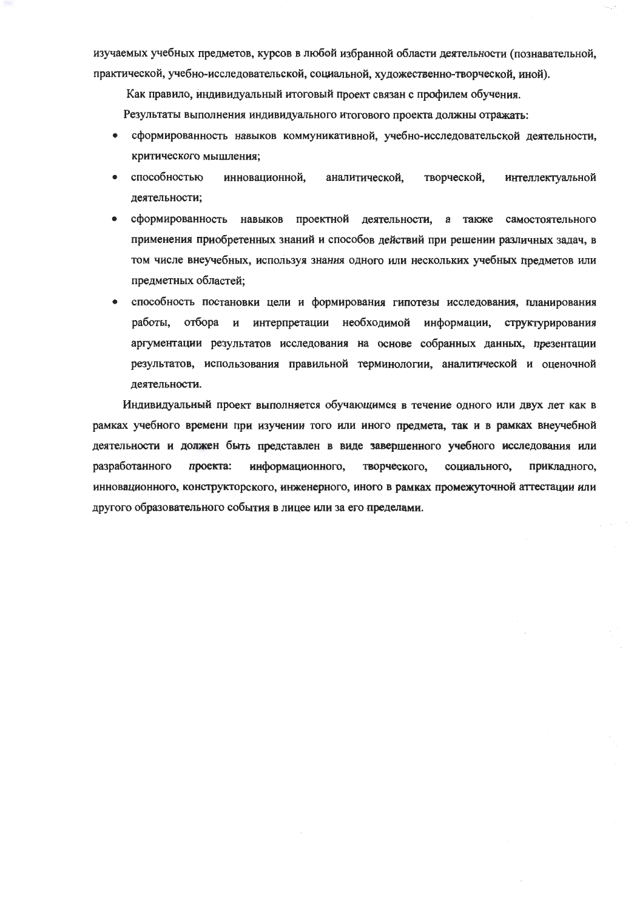изучаемых учебных предметов, курсов в любой избранной области деятельности (познавательной, практической, учебно-исследовательской, социальной, художественно-творческой, иной).

Как правило, индивидуальный итоговый проект связан с профилем обучения.

Результаты выполнения индивидуального итогового проекта должны отражать:

- сформированность навыков коммуникативной, учебно-исследовательской деятельности, критического мышления;
- способностью инновационной, аналитической, творческой, интеллектуальной деятельности;
- сформированность навыков проектной деятельности, а также самостоятельного применения приобретенных знаний и способов действий при решении различных задач, в том числе внеучебных, используя знания одного или нескольких учебных предметов или предметных областей;
- способность постановки цели и формирования гипотезы исследования, планирования работы, отбора и интерпретации необходимой информации, структурирования аргументации результатов исследования на основе собранных данных, презентации результатов, использования правильной терминологии, аналитической и оценочной деятельности.

Индивидуальный проект выполняется обучающимся в течение одного или двух лет как в рамках учебного времени при изучении того или иного предмета, так и в рамках внеучебной деятельности и должен быть представлен в виде завершенного учебного исследования или разработанного проекта: информационного, творческого, социального, прикладного, инновационного, конструкторского, инженерного, иного в рамках промежуточной аттестации или другого образовательного события в лицее или за его пределами.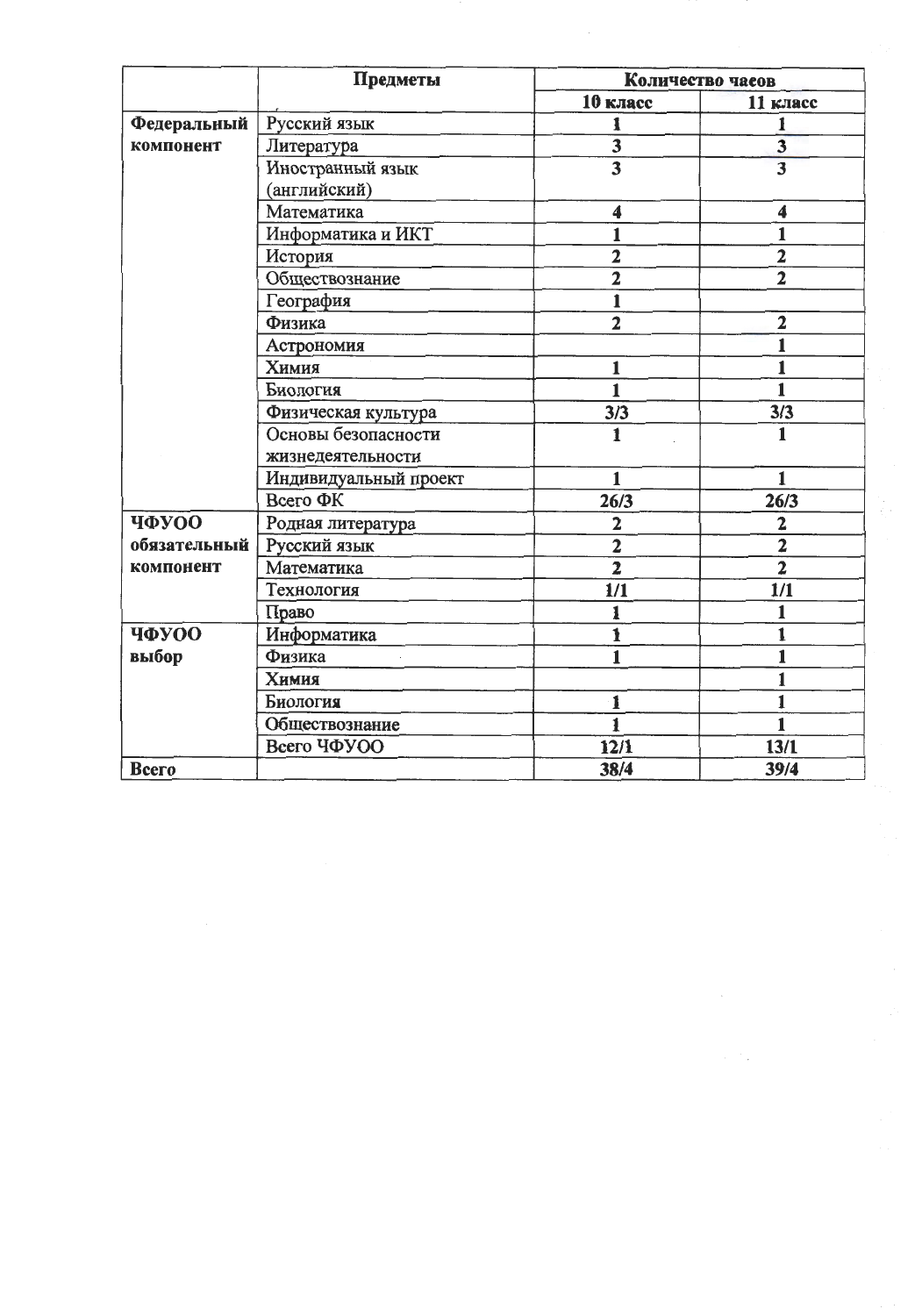| | Предметы | Количество часов | |
|---|---|---|---|
| | | 10 класс | 11 класс |
| **Федеральный компонент** | Русский язык | **1** | **1** |
| | Литература | **3** | **3** |
| | Иностранный язык (английский) | **3** | **3** |
| | Математика | **4** | **4** |
| | Информатика и ИКТ | **1** | **1** |
| | История | **2** | **2** |
| | Обществознание | **2** | **2** |
| | География | **1** | |
| | Физика | **2** | **2** |
| | Астрономия | | **1** |
| | Химия | **1** | **1** |
| | Биология | **1** | **1** |
| | Физическая культура | **3/3** | **3/3** |
| | Основы безопасности жизнедеятельности | **1** | **1** |
| | Индивидуальный проект | **1** | **1** |
| | Всего ФК | **26/3** | **26/3** |
| **ЧФУОО обязательный компонент** | Родная литература | **2** | **2** |
| | Русский язык | **2** | **2** |
| | Математика | **2** | **2** |
| | Технология | **1/1** | **1/1** |
| | Право | **1** | **1** |
| **ЧФУОО выбор** | Информатика | **1** | **1** |
| | Физика | **1** | **1** |
| | Химия | | **1** |
| | Биология | **1** | **1** |
| | Обществознание | **1** | **1** |
| | Всего ЧФУОО | **12/1** | **13/1** |
| **Всего** | | **38/4** | **39/4** |